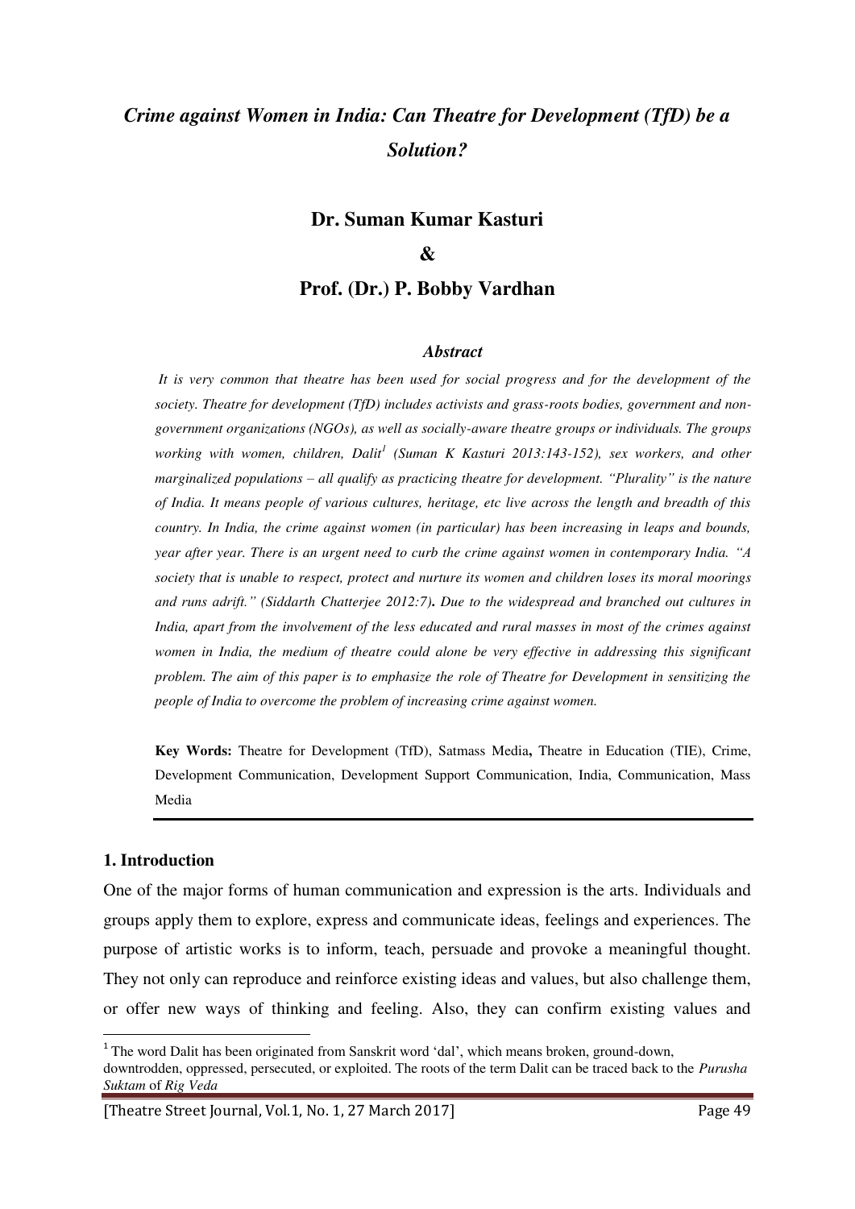# *Crime against Women in India: Can Theatre for Development (TfD) be a Solution?*

**Dr. Suman Kumar Kasturi**

**&**

**Prof. (Dr.) P. Bobby Vardhan**

### *Abstract*

*It is very common that theatre has been used for social progress and for the development of the society. Theatre for development (TfD) includes activists and grass-roots bodies, government and non-government organizations (NGOs), as well as socially-aware theatre groups or individuals. The groups working with women, children, Dalit[1] (Suman K Kasturi 2013:143-152), sex workers, and other marginalized populations – all qualify as practicing theatre for development. "Plurality" is the nature of India. It means people of various cultures, heritage, etc live across the length and breadth of this country. In India, the crime against women (in particular) has been increasing in leaps and bounds, year after year. There is an urgent need to curb the crime against women in contemporary India. "A society that is unable to respect, protect and nurture its women and children loses its moral moorings and runs adrift." (Siddarth Chatterjee 2012:7)***.** *Due to the widespread and branched out cultures in India, apart from the involvement of the less educated and rural masses in most of the crimes against women in India, the medium of theatre could alone be very effective in addressing this significant problem. The aim of this paper is to emphasize the role of Theatre for Development in sensitizing the people of India to overcome the problem of increasing crime against women.*

**Key Words:** Theatre for Development (TfD), Satmass Media**,** Theatre in Education (TIE), Crime, Development Communication, Development Support Communication, India, Communication, Mass Media

## 1. Introduction

One of the major forms of human communication and expression is the arts. Individuals and groups apply them to explore, express and communicate ideas, feelings and experiences. The purpose of artistic works is to inform, teach, persuade and provoke a meaningful thought. They not only can reproduce and reinforce existing ideas and values, but also challenge them, or offer new ways of thinking and feeling. Also, they can confirm existing values and

---

[1] The word Dalit has been originated from Sanskrit word 'dal', which means broken, ground-down, downtrodden, oppressed, persecuted, or exploited. The roots of the term Dalit can be traced back to the *Purusha Suktam* of *Rig Veda*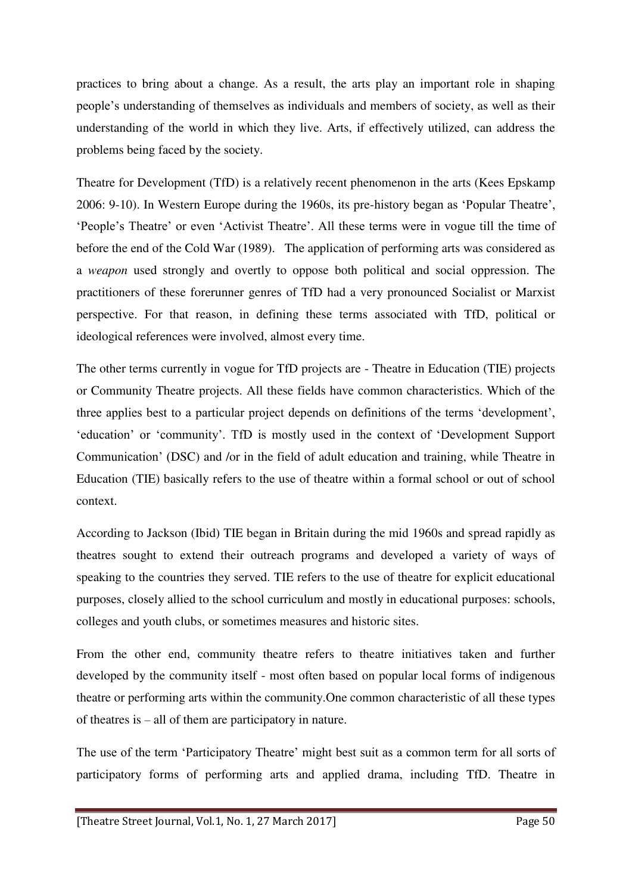practices to bring about a change. As a result, the arts play an important role in shaping people's understanding of themselves as individuals and members of society, as well as their understanding of the world in which they live. Arts, if effectively utilized, can address the problems being faced by the society.

Theatre for Development (TfD) is a relatively recent phenomenon in the arts (Kees Epskamp 2006: 9-10). In Western Europe during the 1960s, its pre-history began as 'Popular Theatre', 'People's Theatre' or even 'Activist Theatre'. All these terms were in vogue till the time of before the end of the Cold War (1989). The application of performing arts was considered as a *weapon* used strongly and overtly to oppose both political and social oppression. The practitioners of these forerunner genres of TfD had a very pronounced Socialist or Marxist perspective. For that reason, in defining these terms associated with TfD, political or ideological references were involved, almost every time.

The other terms currently in vogue for TfD projects are - Theatre in Education (TIE) projects or Community Theatre projects. All these fields have common characteristics. Which of the three applies best to a particular project depends on definitions of the terms 'development', 'education' or 'community'. TfD is mostly used in the context of 'Development Support Communication' (DSC) and /or in the field of adult education and training, while Theatre in Education (TIE) basically refers to the use of theatre within a formal school or out of school context.

According to Jackson (Ibid) TIE began in Britain during the mid 1960s and spread rapidly as theatres sought to extend their outreach programs and developed a variety of ways of speaking to the countries they served. TIE refers to the use of theatre for explicit educational purposes, closely allied to the school curriculum and mostly in educational purposes: schools, colleges and youth clubs, or sometimes measures and historic sites.

From the other end, community theatre refers to theatre initiatives taken and further developed by the community itself - most often based on popular local forms of indigenous theatre or performing arts within the community.One common characteristic of all these types of theatres is – all of them are participatory in nature.

The use of the term 'Participatory Theatre' might best suit as a common term for all sorts of participatory forms of performing arts and applied drama, including TfD. Theatre in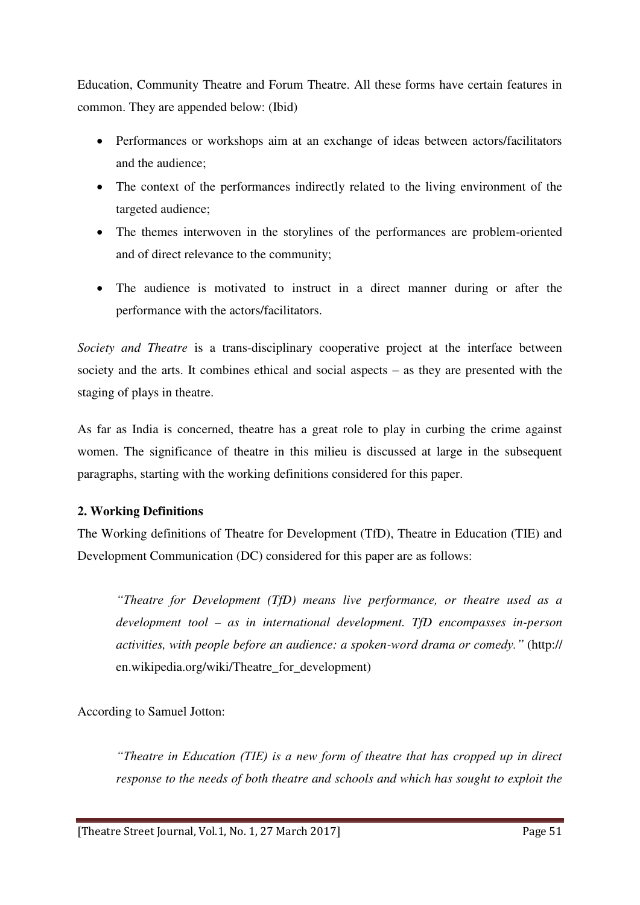Education, Community Theatre and Forum Theatre. All these forms have certain features in common. They are appended below: (Ibid)

- Performances or workshops aim at an exchange of ideas between actors/facilitators and the audience;
- The context of the performances indirectly related to the living environment of the targeted audience;
- The themes interwoven in the storylines of the performances are problem-oriented and of direct relevance to the community;
- The audience is motivated to instruct in a direct manner during or after the performance with the actors/facilitators.

*Society and Theatre* is a trans-disciplinary cooperative project at the interface between society and the arts. It combines ethical and social aspects – as they are presented with the staging of plays in theatre.

As far as India is concerned, theatre has a great role to play in curbing the crime against women. The significance of theatre in this milieu is discussed at large in the subsequent paragraphs, starting with the working definitions considered for this paper.

## 2. Working Definitions

The Working definitions of Theatre for Development (TfD), Theatre in Education (TIE) and Development Communication (DC) considered for this paper are as follows:

> *"Theatre for Development (TfD) means live performance, or theatre used as a development tool – as in international development. TfD encompasses in-person activities, with people before an audience: a spoken-word drama or comedy."* (http:// en.wikipedia.org/wiki/Theatre_for_development)

According to Samuel Jotton:

> *"Theatre in Education (TIE) is a new form of theatre that has cropped up in direct response to the needs of both theatre and schools and which has sought to exploit the*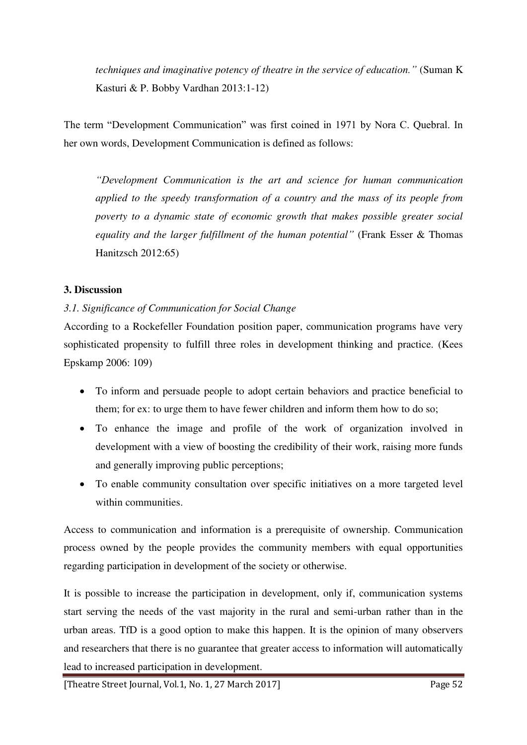*techniques and imaginative potency of theatre in the service of education."* (Suman K Kasturi & P. Bobby Vardhan 2013:1-12)

The term "Development Communication" was first coined in 1971 by Nora C. Quebral. In her own words, Development Communication is defined as follows:

> *"Development Communication is the art and science for human communication applied to the speedy transformation of a country and the mass of its people from poverty to a dynamic state of economic growth that makes possible greater social equality and the larger fulfillment of the human potential"* (Frank Esser & Thomas Hanitzsch 2012:65)

## 3. Discussion

### *3.1. Significance of Communication for Social Change*

According to a Rockefeller Foundation position paper, communication programs have very sophisticated propensity to fulfill three roles in development thinking and practice. (Kees Epskamp 2006: 109)

- To inform and persuade people to adopt certain behaviors and practice beneficial to them; for ex: to urge them to have fewer children and inform them how to do so;
- To enhance the image and profile of the work of organization involved in development with a view of boosting the credibility of their work, raising more funds and generally improving public perceptions;
- To enable community consultation over specific initiatives on a more targeted level within communities.

Access to communication and information is a prerequisite of ownership. Communication process owned by the people provides the community members with equal opportunities regarding participation in development of the society or otherwise.

It is possible to increase the participation in development, only if, communication systems start serving the needs of the vast majority in the rural and semi-urban rather than in the urban areas. TfD is a good option to make this happen. It is the opinion of many observers and researchers that there is no guarantee that greater access to information will automatically lead to increased participation in development.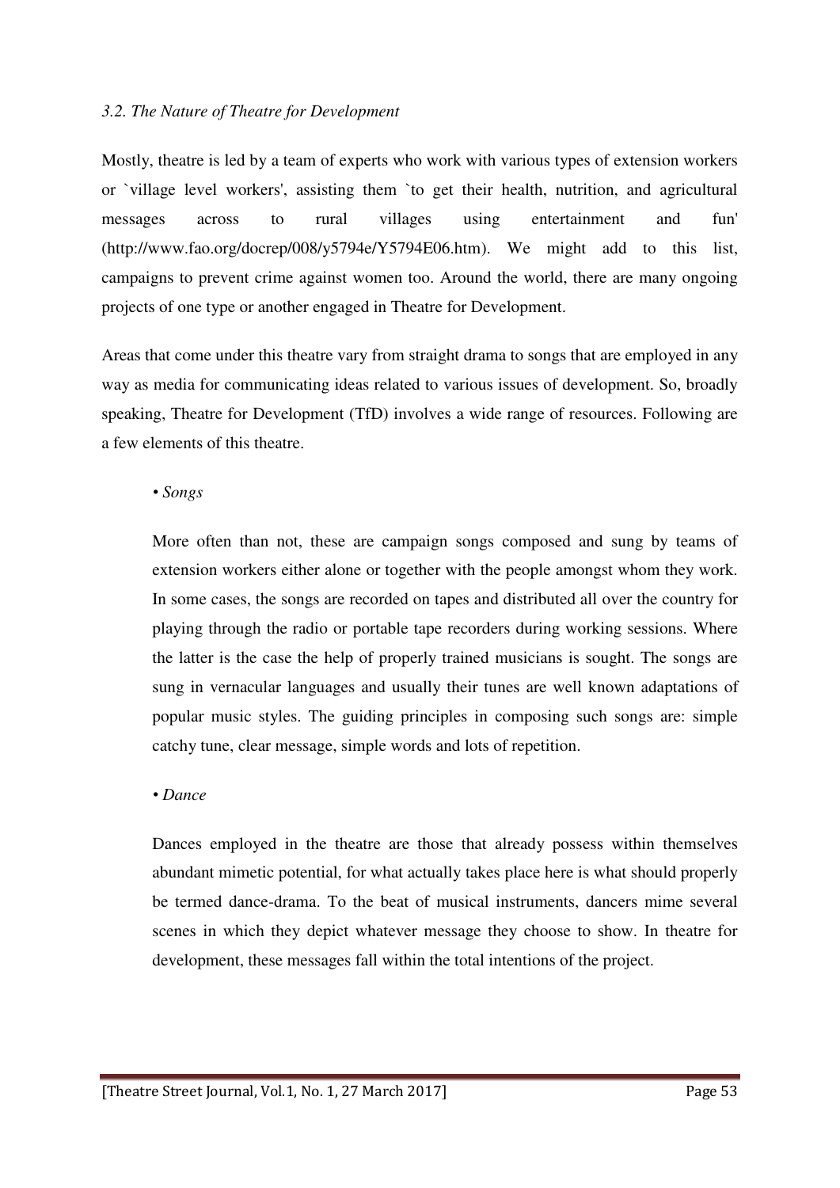### *3.2. The Nature of Theatre for Development*

Mostly, theatre is led by a team of experts who work with various types of extension workers or `village level workers', assisting them `to get their health, nutrition, and agricultural messages across to rural villages using entertainment and fun' (http://www.fao.org/docrep/008/y5794e/Y5794E06.htm). We might add to this list, campaigns to prevent crime against women too. Around the world, there are many ongoing projects of one type or another engaged in Theatre for Development.

Areas that come under this theatre vary from straight drama to songs that are employed in any way as media for communicating ideas related to various issues of development. So, broadly speaking, Theatre for Development (TfD) involves a wide range of resources. Following are a few elements of this theatre.

- *Songs*

  More often than not, these are campaign songs composed and sung by teams of extension workers either alone or together with the people amongst whom they work. In some cases, the songs are recorded on tapes and distributed all over the country for playing through the radio or portable tape recorders during working sessions. Where the latter is the case the help of properly trained musicians is sought. The songs are sung in vernacular languages and usually their tunes are well known adaptations of popular music styles. The guiding principles in composing such songs are: simple catchy tune, clear message, simple words and lots of repetition.

- *Dance*

  Dances employed in the theatre are those that already possess within themselves abundant mimetic potential, for what actually takes place here is what should properly be termed dance-drama. To the beat of musical instruments, dancers mime several scenes in which they depict whatever message they choose to show. In theatre for development, these messages fall within the total intentions of the project.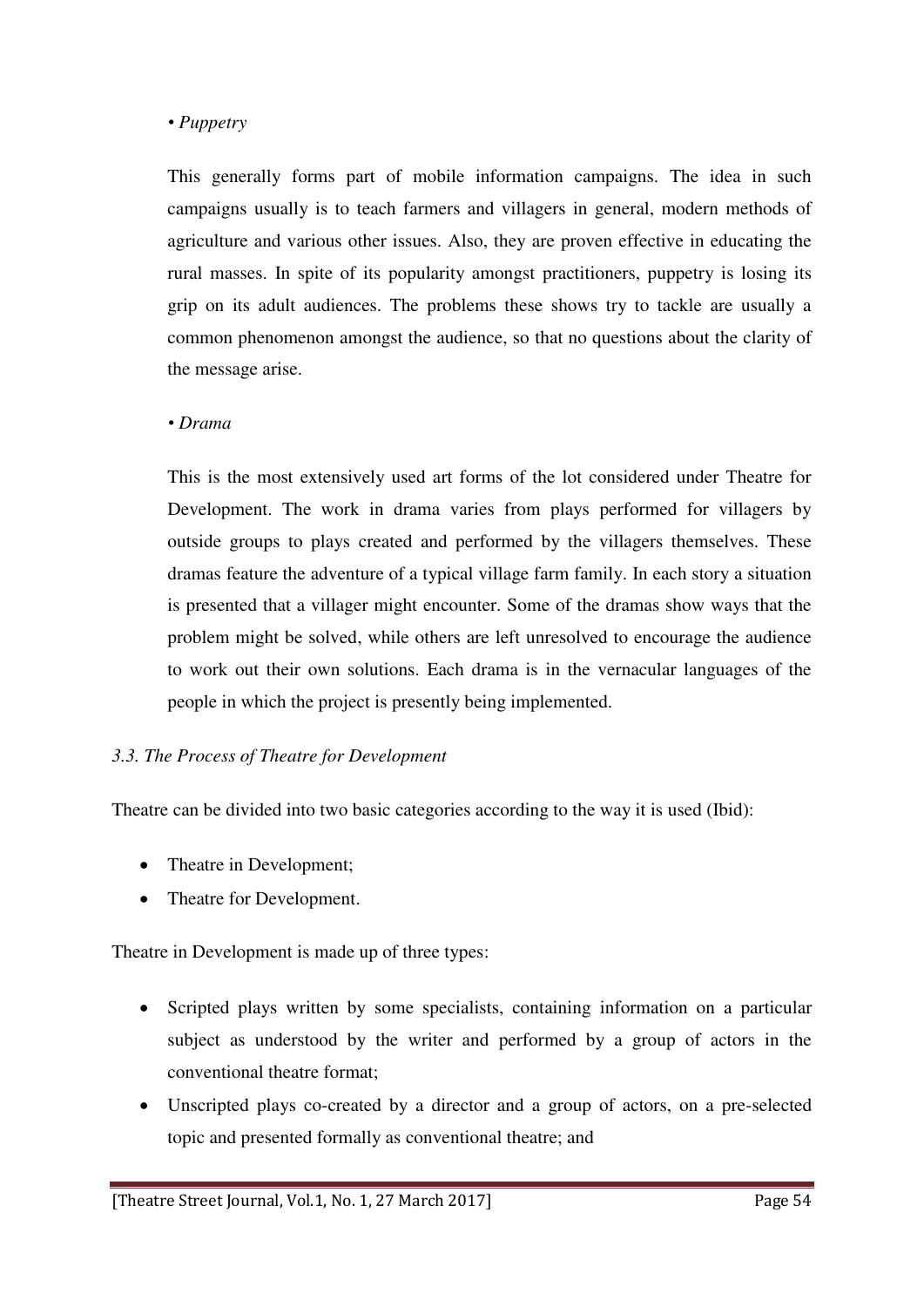*• Puppetry*

This generally forms part of mobile information campaigns. The idea in such campaigns usually is to teach farmers and villagers in general, modern methods of agriculture and various other issues. Also, they are proven effective in educating the rural masses. In spite of its popularity amongst practitioners, puppetry is losing its grip on its adult audiences. The problems these shows try to tackle are usually a common phenomenon amongst the audience, so that no questions about the clarity of the message arise.

*• Drama*

This is the most extensively used art forms of the lot considered under Theatre for Development. The work in drama varies from plays performed for villagers by outside groups to plays created and performed by the villagers themselves. These dramas feature the adventure of a typical village farm family. In each story a situation is presented that a villager might encounter. Some of the dramas show ways that the problem might be solved, while others are left unresolved to encourage the audience to work out their own solutions. Each drama is in the vernacular languages of the people in which the project is presently being implemented.

### *3.3. The Process of Theatre for Development*

Theatre can be divided into two basic categories according to the way it is used (Ibid):

- Theatre in Development;
- Theatre for Development.

Theatre in Development is made up of three types:

- Scripted plays written by some specialists, containing information on a particular subject as understood by the writer and performed by a group of actors in the conventional theatre format;
- Unscripted plays co-created by a director and a group of actors, on a pre-selected topic and presented formally as conventional theatre; and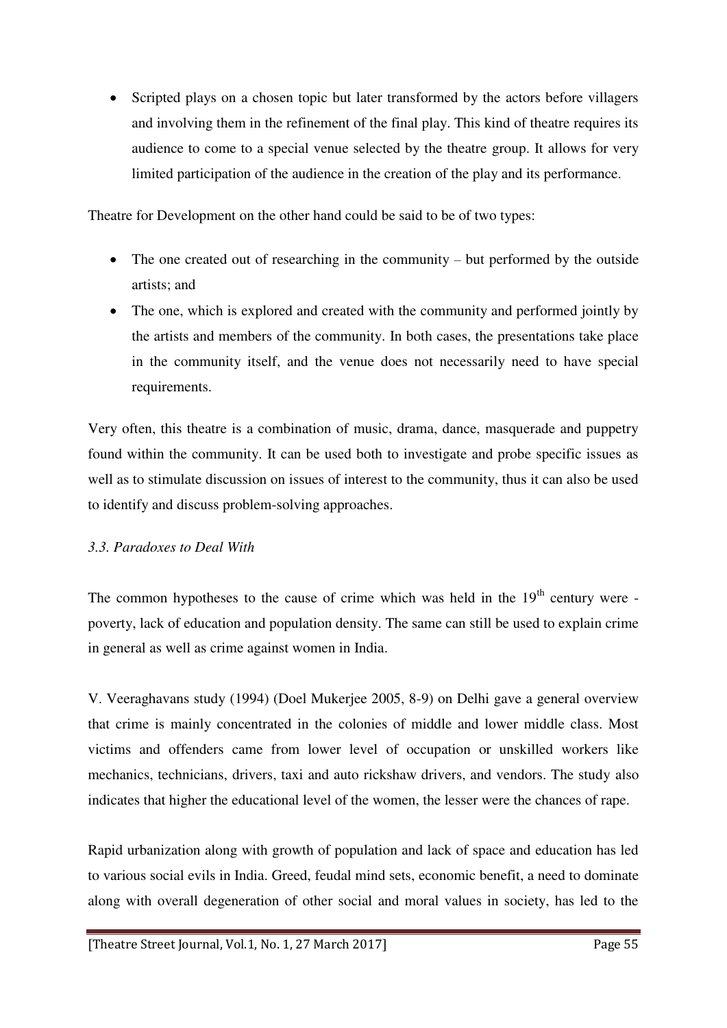- Scripted plays on a chosen topic but later transformed by the actors before villagers and involving them in the refinement of the final play. This kind of theatre requires its audience to come to a special venue selected by the theatre group. It allows for very limited participation of the audience in the creation of the play and its performance.

Theatre for Development on the other hand could be said to be of two types:

- The one created out of researching in the community – but performed by the outside artists; and
- The one, which is explored and created with the community and performed jointly by the artists and members of the community. In both cases, the presentations take place in the community itself, and the venue does not necessarily need to have special requirements.

Very often, this theatre is a combination of music, drama, dance, masquerade and puppetry found within the community. It can be used both to investigate and probe specific issues as well as to stimulate discussion on issues of interest to the community, thus it can also be used to identify and discuss problem-solving approaches.

### *3.3. Paradoxes to Deal With*

The common hypotheses to the cause of crime which was held in the 19th century were - poverty, lack of education and population density. The same can still be used to explain crime in general as well as crime against women in India.

V. Veeraghavans study (1994) (Doel Mukerjee 2005, 8-9) on Delhi gave a general overview that crime is mainly concentrated in the colonies of middle and lower middle class. Most victims and offenders came from lower level of occupation or unskilled workers like mechanics, technicians, drivers, taxi and auto rickshaw drivers, and vendors. The study also indicates that higher the educational level of the women, the lesser were the chances of rape.

Rapid urbanization along with growth of population and lack of space and education has led to various social evils in India. Greed, feudal mind sets, economic benefit, a need to dominate along with overall degeneration of other social and moral values in society, has led to the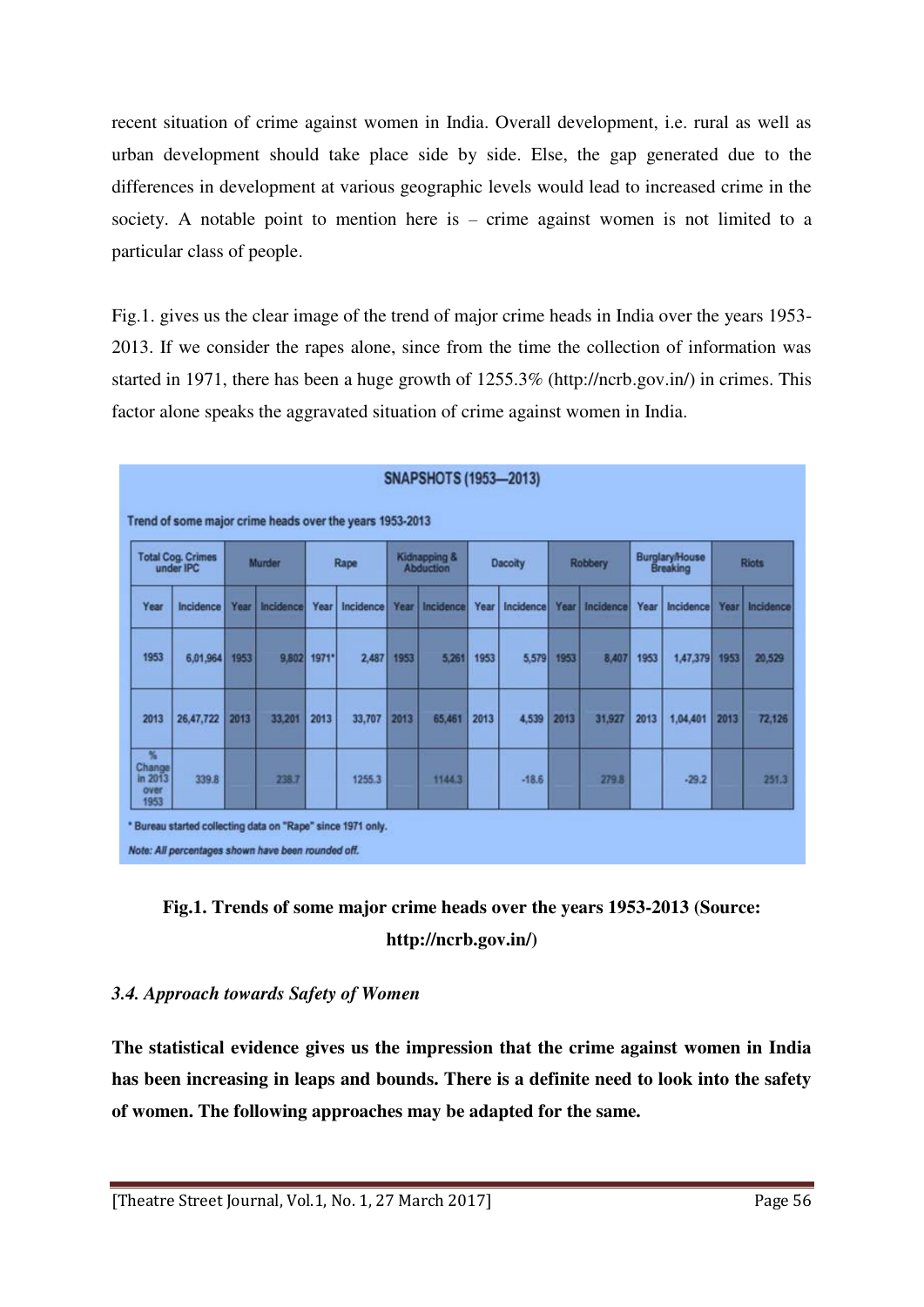recent situation of crime against women in India. Overall development, i.e. rural as well as urban development should take place side by side. Else, the gap generated due to the differences in development at various geographic levels would lead to increased crime in the society. A notable point to mention here is – crime against women is not limited to a particular class of people.

Fig.1. gives us the clear image of the trend of major crime heads in India over the years 1953-2013. If we consider the rapes alone, since from the time the collection of information was started in 1971, there has been a huge growth of 1255.3% (http://ncrb.gov.in/) in crimes. This factor alone speaks the aggravated situation of crime against women in India.

**SNAPSHOTS (1953—2013)**

Trend of some major crime heads over the years 1953-2013

| Total Cog. Crimes under IPC | | Murder | | Rape | | Kidnapping & Abduction | | Dacoity | | Robbery | | Burglary/House Breaking | | Riots | |
|---|---|---|---|---|---|---|---|---|---|---|---|---|---|---|---|
| Year | Incidence | Year | Incidence | Year | Incidence | Year | Incidence | Year | Incidence | Year | Incidence | Year | Incidence | Year | Incidence |
| 1953 | 6,01,964 | 1953 | 9,802 | 1971* | 2,487 | 1953 | 5,261 | 1953 | 5,579 | 1953 | 8,407 | 1953 | 1,47,379 | 1953 | 20,529 |
| 2013 | 26,47,722 | 2013 | 33,201 | 2013 | 33,707 | 2013 | 65,461 | 2013 | 4,539 | 2013 | 31,927 | 2013 | 1,04,401 | 2013 | 72,126 |
| % Change in 2013 over 1953 | 339.8 | | 238.7 | | 1255.3 | | 1144.3 | | -18.6 | | 279.8 | | -29.2 | | 251.3 |

\* Bureau started collecting data on "Rape" since 1971 only.

*Note: All percentages shown have been rounded off.*

**Fig.1. Trends of some major crime heads over the years 1953-2013 (Source: http://ncrb.gov.in/)**

### *3.4. Approach towards Safety of Women*

**The statistical evidence gives us the impression that the crime against women in India has been increasing in leaps and bounds. There is a definite need to look into the safety of women. The following approaches may be adapted for the same.**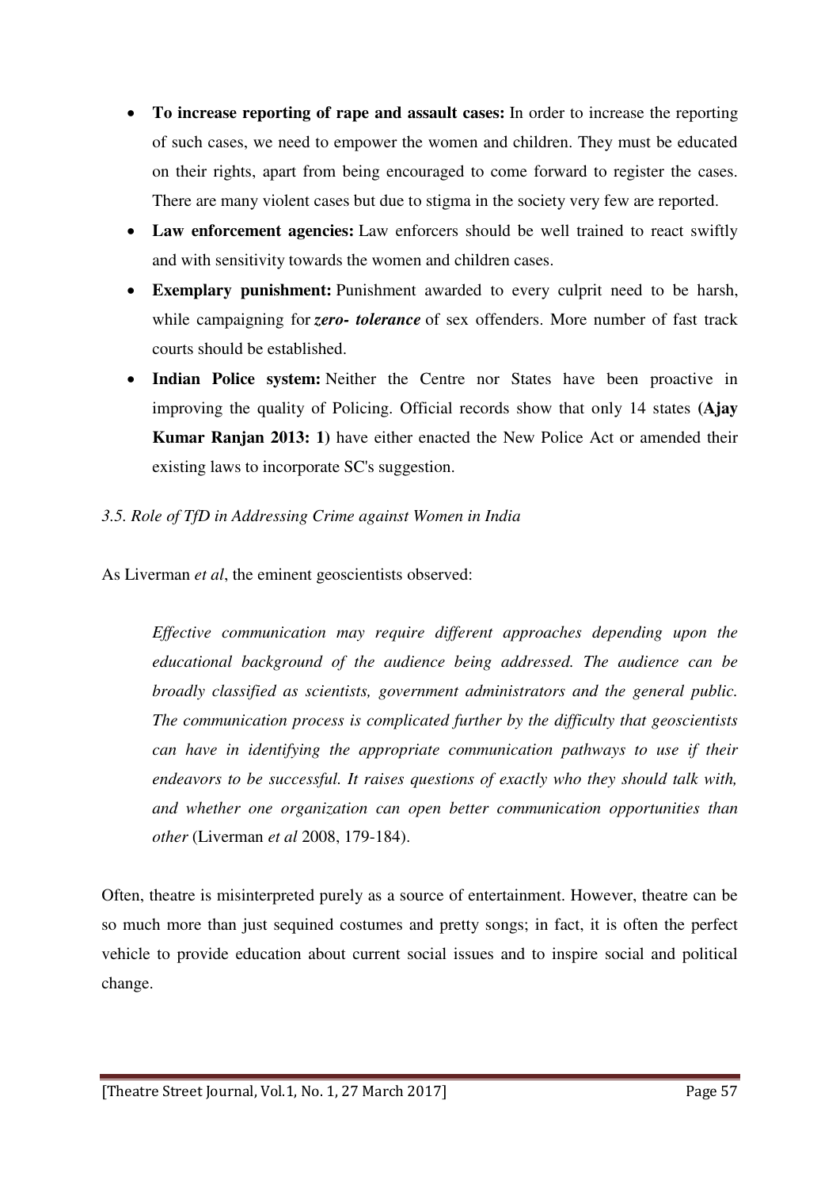- **To increase reporting of rape and assault cases:** In order to increase the reporting of such cases, we need to empower the women and children. They must be educated on their rights, apart from being encouraged to come forward to register the cases. There are many violent cases but due to stigma in the society very few are reported.
- **Law enforcement agencies:** Law enforcers should be well trained to react swiftly and with sensitivity towards the women and children cases.
- **Exemplary punishment:** Punishment awarded to every culprit need to be harsh, while campaigning for ***zero- tolerance*** of sex offenders. More number of fast track courts should be established.
- **Indian Police system:** Neither the Centre nor States have been proactive in improving the quality of Policing. Official records show that only 14 states **(Ajay Kumar Ranjan 2013: 1)** have either enacted the New Police Act or amended their existing laws to incorporate SC's suggestion.

### *3.5. Role of TfD in Addressing Crime against Women in India*

As Liverman *et al*, the eminent geoscientists observed:

> *Effective communication may require different approaches depending upon the educational background of the audience being addressed. The audience can be broadly classified as scientists, government administrators and the general public. The communication process is complicated further by the difficulty that geoscientists can have in identifying the appropriate communication pathways to use if their endeavors to be successful. It raises questions of exactly who they should talk with, and whether one organization can open better communication opportunities than other* (Liverman *et al* 2008, 179-184).

Often, theatre is misinterpreted purely as a source of entertainment. However, theatre can be so much more than just sequined costumes and pretty songs; in fact, it is often the perfect vehicle to provide education about current social issues and to inspire social and political change.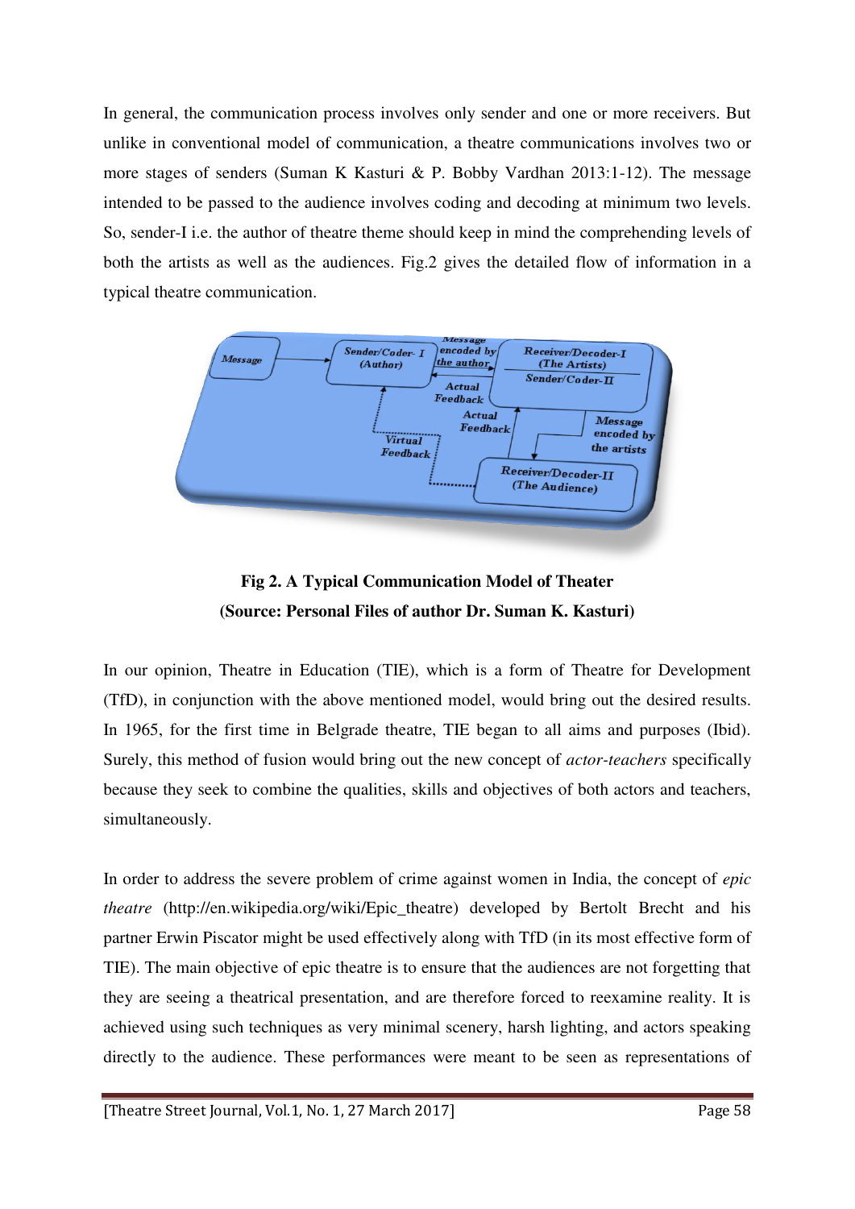In general, the communication process involves only sender and one or more receivers. But unlike in conventional model of communication, a theatre communications involves two or more stages of senders (Suman K Kasturi & P. Bobby Vardhan 2013:1-12). The message intended to be passed to the audience involves coding and decoding at minimum two levels. So, sender-I i.e. the author of theatre theme should keep in mind the comprehending levels of both the artists as well as the audiences. Fig.2 gives the detailed flow of information in a typical theatre communication.

**Fig 2. A Typical Communication Model of Theater**

**(Source: Personal Files of author Dr. Suman K. Kasturi)**

In our opinion, Theatre in Education (TIE), which is a form of Theatre for Development (TfD), in conjunction with the above mentioned model, would bring out the desired results. In 1965, for the first time in Belgrade theatre, TIE began to all aims and purposes (Ibid). Surely, this method of fusion would bring out the new concept of *actor-teachers* specifically because they seek to combine the qualities, skills and objectives of both actors and teachers, simultaneously.

In order to address the severe problem of crime against women in India, the concept of *epic theatre* (http://en.wikipedia.org/wiki/Epic_theatre) developed by Bertolt Brecht and his partner Erwin Piscator might be used effectively along with TfD (in its most effective form of TIE). The main objective of epic theatre is to ensure that the audiences are not forgetting that they are seeing a theatrical presentation, and are therefore forced to reexamine reality. It is achieved using such techniques as very minimal scenery, harsh lighting, and actors speaking directly to the audience. These performances were meant to be seen as representations of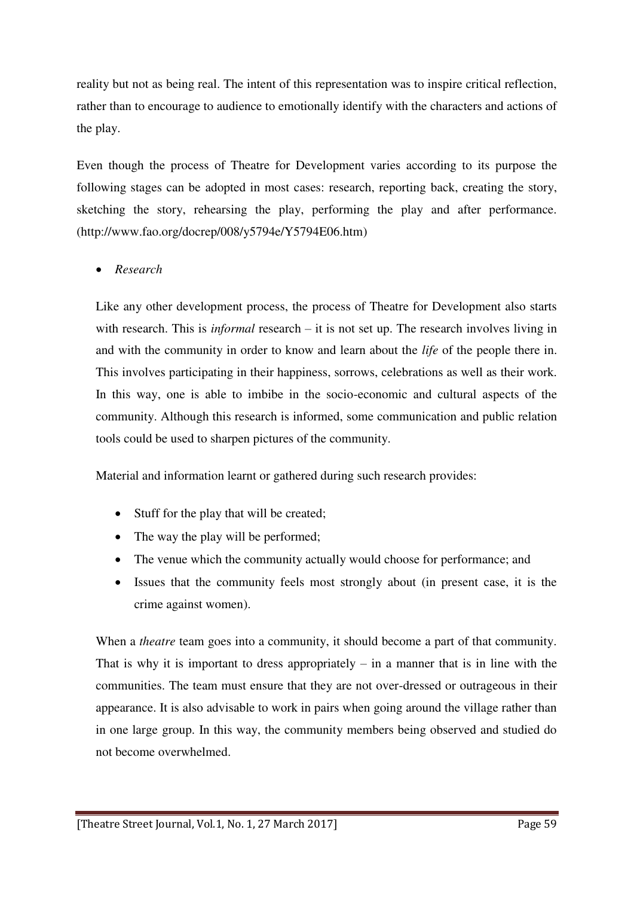reality but not as being real. The intent of this representation was to inspire critical reflection, rather than to encourage to audience to emotionally identify with the characters and actions of the play.

Even though the process of Theatre for Development varies according to its purpose the following stages can be adopted in most cases: research, reporting back, creating the story, sketching the story, rehearsing the play, performing the play and after performance. (http://www.fao.org/docrep/008/y5794e/Y5794E06.htm)

- *Research*

  Like any other development process, the process of Theatre for Development also starts with research. This is *informal* research – it is not set up. The research involves living in and with the community in order to know and learn about the *life* of the people there in. This involves participating in their happiness, sorrows, celebrations as well as their work. In this way, one is able to imbibe in the socio-economic and cultural aspects of the community. Although this research is informed, some communication and public relation tools could be used to sharpen pictures of the community.

  Material and information learnt or gathered during such research provides:

  - Stuff for the play that will be created;
  - The way the play will be performed;
  - The venue which the community actually would choose for performance; and
  - Issues that the community feels most strongly about (in present case, it is the crime against women).

  When a *theatre* team goes into a community, it should become a part of that community. That is why it is important to dress appropriately – in a manner that is in line with the communities. The team must ensure that they are not over-dressed or outrageous in their appearance. It is also advisable to work in pairs when going around the village rather than in one large group. In this way, the community members being observed and studied do not become overwhelmed.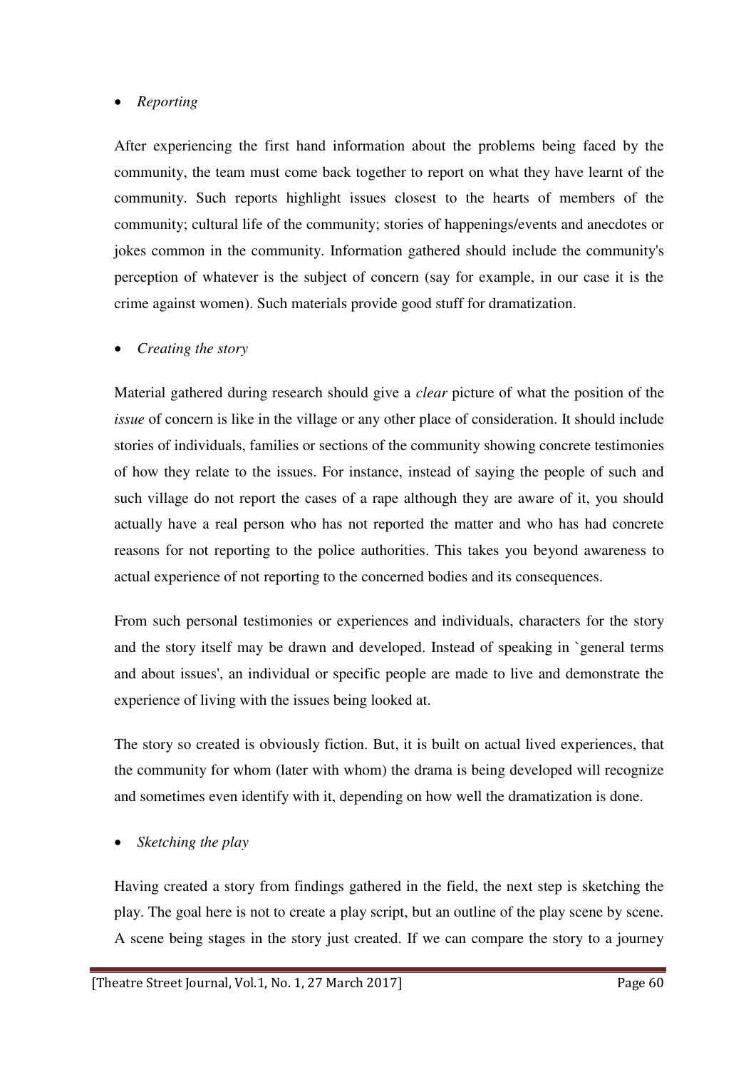- *Reporting*

After experiencing the first hand information about the problems being faced by the community, the team must come back together to report on what they have learnt of the community. Such reports highlight issues closest to the hearts of members of the community; cultural life of the community; stories of happenings/events and anecdotes or jokes common in the community. Information gathered should include the community's perception of whatever is the subject of concern (say for example, in our case it is the crime against women). Such materials provide good stuff for dramatization.

- *Creating the story*

Material gathered during research should give a *clear* picture of what the position of the *issue* of concern is like in the village or any other place of consideration. It should include stories of individuals, families or sections of the community showing concrete testimonies of how they relate to the issues. For instance, instead of saying the people of such and such village do not report the cases of a rape although they are aware of it, you should actually have a real person who has not reported the matter and who has had concrete reasons for not reporting to the police authorities. This takes you beyond awareness to actual experience of not reporting to the concerned bodies and its consequences.

From such personal testimonies or experiences and individuals, characters for the story and the story itself may be drawn and developed. Instead of speaking in `general terms and about issues', an individual or specific people are made to live and demonstrate the experience of living with the issues being looked at.

The story so created is obviously fiction. But, it is built on actual lived experiences, that the community for whom (later with whom) the drama is being developed will recognize and sometimes even identify with it, depending on how well the dramatization is done.

- *Sketching the play*

Having created a story from findings gathered in the field, the next step is sketching the play. The goal here is not to create a play script, but an outline of the play scene by scene. A scene being stages in the story just created. If we can compare the story to a journey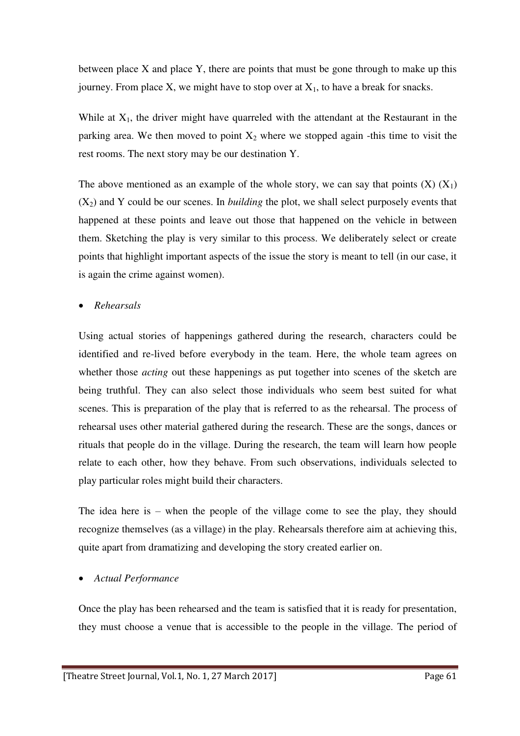between place X and place Y, there are points that must be gone through to make up this journey. From place X, we might have to stop over at $X_1$, to have a break for snacks.

While at $X_1$, the driver might have quarreled with the attendant at the Restaurant in the parking area. We then moved to point $X_2$ where we stopped again -this time to visit the rest rooms. The next story may be our destination Y.

The above mentioned as an example of the whole story, we can say that points (X) ($X_1$) ($X_2$) and Y could be our scenes. In *building* the plot, we shall select purposely events that happened at these points and leave out those that happened on the vehicle in between them. Sketching the play is very similar to this process. We deliberately select or create points that highlight important aspects of the issue the story is meant to tell (in our case, it is again the crime against women).

- *Rehearsals*

Using actual stories of happenings gathered during the research, characters could be identified and re-lived before everybody in the team. Here, the whole team agrees on whether those *acting* out these happenings as put together into scenes of the sketch are being truthful. They can also select those individuals who seem best suited for what scenes. This is preparation of the play that is referred to as the rehearsal. The process of rehearsal uses other material gathered during the research. These are the songs, dances or rituals that people do in the village. During the research, the team will learn how people relate to each other, how they behave. From such observations, individuals selected to play particular roles might build their characters.

The idea here is – when the people of the village come to see the play, they should recognize themselves (as a village) in the play. Rehearsals therefore aim at achieving this, quite apart from dramatizing and developing the story created earlier on.

- *Actual Performance*

Once the play has been rehearsed and the team is satisfied that it is ready for presentation, they must choose a venue that is accessible to the people in the village. The period of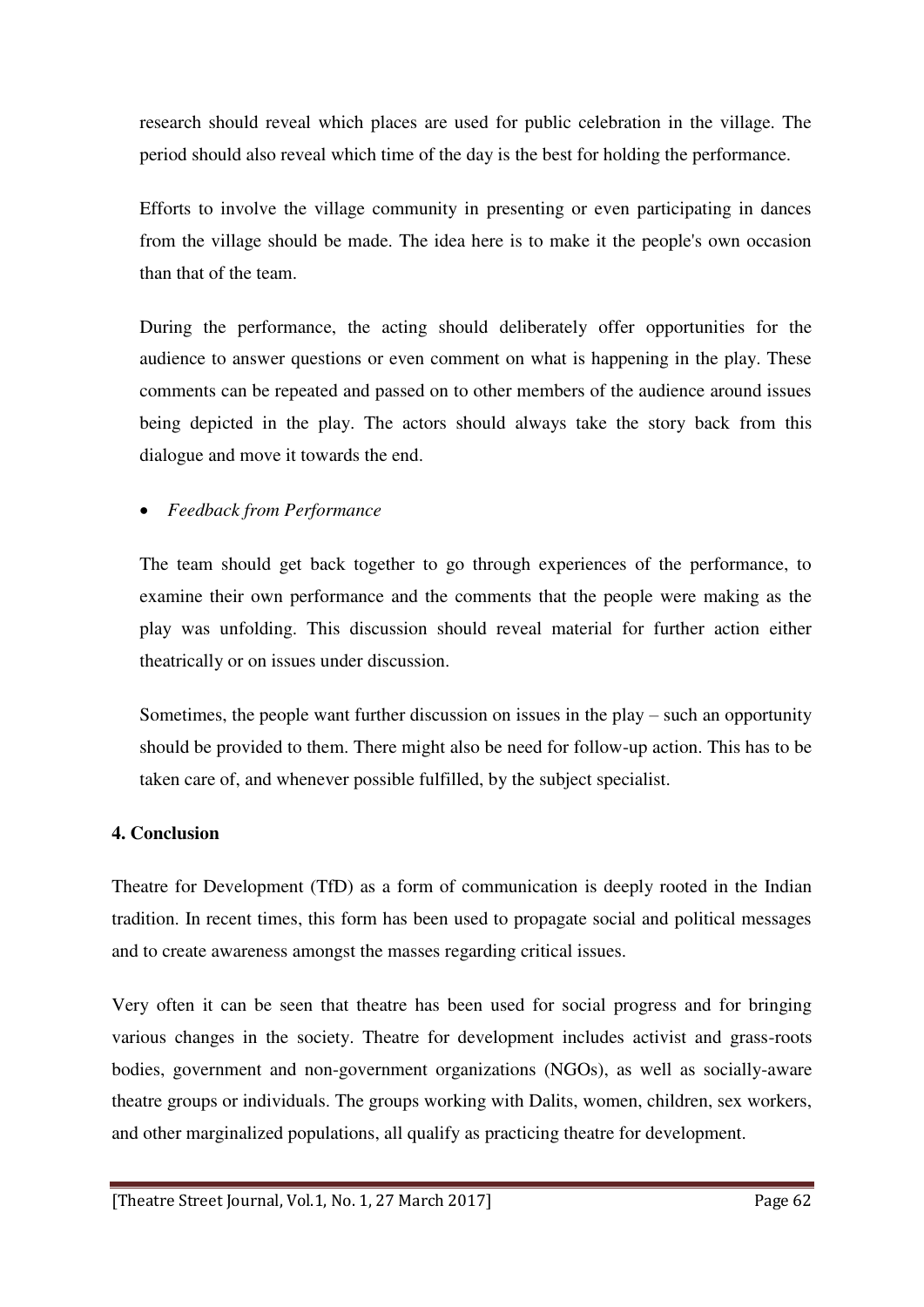research should reveal which places are used for public celebration in the village. The period should also reveal which time of the day is the best for holding the performance.

Efforts to involve the village community in presenting or even participating in dances from the village should be made. The idea here is to make it the people's own occasion than that of the team.

During the performance, the acting should deliberately offer opportunities for the audience to answer questions or even comment on what is happening in the play. These comments can be repeated and passed on to other members of the audience around issues being depicted in the play. The actors should always take the story back from this dialogue and move it towards the end.

- *Feedback from Performance*

The team should get back together to go through experiences of the performance, to examine their own performance and the comments that the people were making as the play was unfolding. This discussion should reveal material for further action either theatrically or on issues under discussion.

Sometimes, the people want further discussion on issues in the play – such an opportunity should be provided to them. There might also be need for follow-up action. This has to be taken care of, and whenever possible fulfilled, by the subject specialist.

## 4. Conclusion

Theatre for Development (TfD) as a form of communication is deeply rooted in the Indian tradition. In recent times, this form has been used to propagate social and political messages and to create awareness amongst the masses regarding critical issues.

Very often it can be seen that theatre has been used for social progress and for bringing various changes in the society. Theatre for development includes activist and grass-roots bodies, government and non-government organizations (NGOs), as well as socially-aware theatre groups or individuals. The groups working with Dalits, women, children, sex workers, and other marginalized populations, all qualify as practicing theatre for development.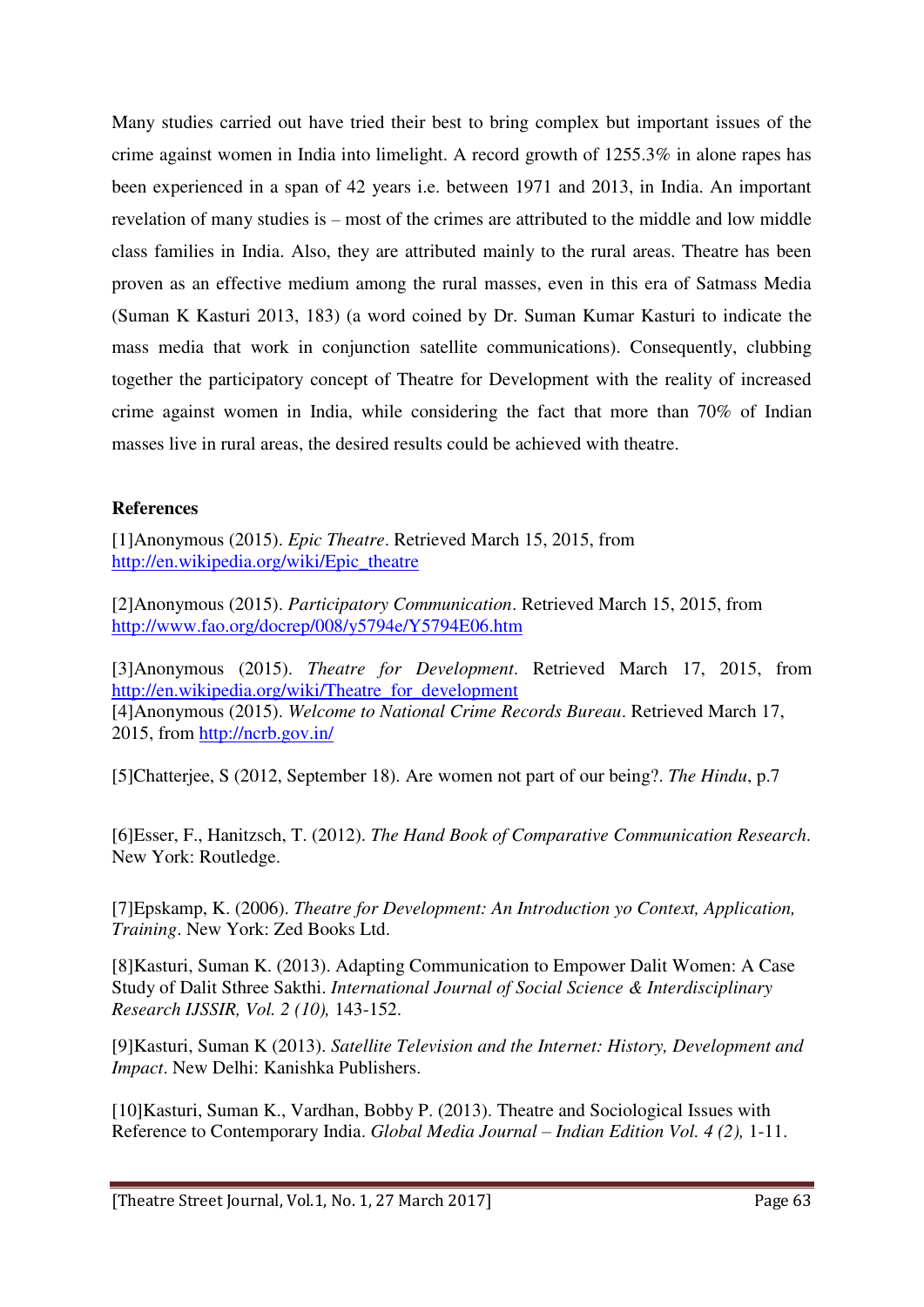Many studies carried out have tried their best to bring complex but important issues of the crime against women in India into limelight. A record growth of 1255.3% in alone rapes has been experienced in a span of 42 years i.e. between 1971 and 2013, in India. An important revelation of many studies is – most of the crimes are attributed to the middle and low middle class families in India. Also, they are attributed mainly to the rural areas. Theatre has been proven as an effective medium among the rural masses, even in this era of Satmass Media (Suman K Kasturi 2013, 183) (a word coined by Dr. Suman Kumar Kasturi to indicate the mass media that work in conjunction satellite communications). Consequently, clubbing together the participatory concept of Theatre for Development with the reality of increased crime against women in India, while considering the fact that more than 70% of Indian masses live in rural areas, the desired results could be achieved with theatre.

**References**

[1]Anonymous (2015). *Epic Theatre*. Retrieved March 15, 2015, from http://en.wikipedia.org/wiki/Epic_theatre

[2]Anonymous (2015). *Participatory Communication*. Retrieved March 15, 2015, from http://www.fao.org/docrep/008/y5794e/Y5794E06.htm

[3]Anonymous (2015). *Theatre for Development*. Retrieved March 17, 2015, from http://en.wikipedia.org/wiki/Theatre_for_development

[4]Anonymous (2015). *Welcome to National Crime Records Bureau*. Retrieved March 17, 2015, from http://ncrb.gov.in/

[5]Chatterjee, S (2012, September 18). Are women not part of our being?. *The Hindu*, p.7

[6]Esser, F., Hanitzsch, T. (2012). *The Hand Book of Comparative Communication Research*. New York: Routledge.

[7]Epskamp, K. (2006). *Theatre for Development: An Introduction yo Context, Application, Training*. New York: Zed Books Ltd.

[8]Kasturi, Suman K. (2013). Adapting Communication to Empower Dalit Women: A Case Study of Dalit Sthree Sakthi. *International Journal of Social Science & Interdisciplinary Research IJSSIR, Vol. 2 (10),* 143-152.

[9]Kasturi, Suman K (2013). *Satellite Television and the Internet: History, Development and Impact*. New Delhi: Kanishka Publishers.

[10]Kasturi, Suman K., Vardhan, Bobby P. (2013). Theatre and Sociological Issues with Reference to Contemporary India. *Global Media Journal – Indian Edition Vol. 4 (2),* 1-11.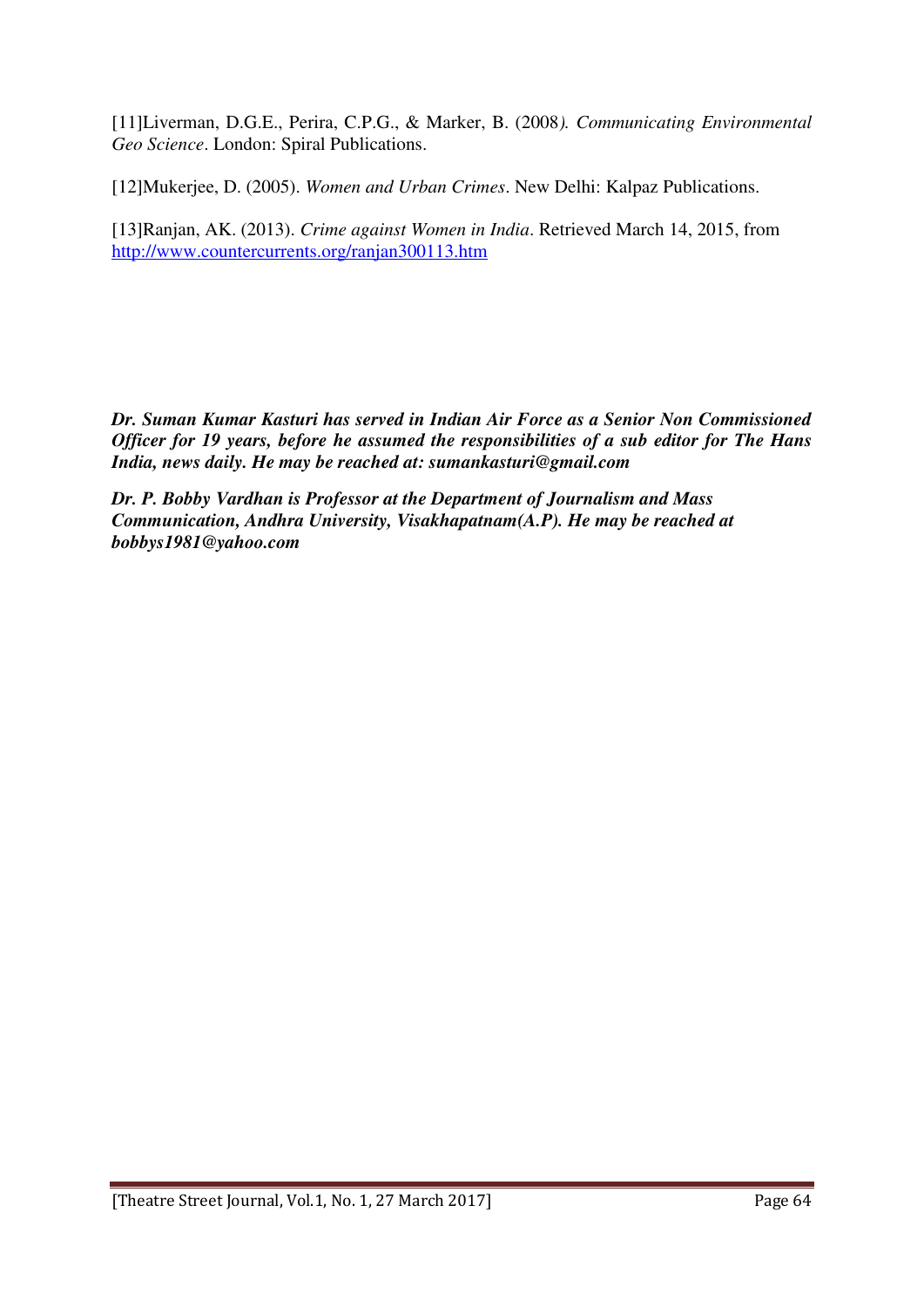[11]Liverman, D.G.E., Perira, C.P.G., & Marker, B. (2008*). Communicating Environmental Geo Science*. London: Spiral Publications.

[12]Mukerjee, D. (2005). *Women and Urban Crimes*. New Delhi: Kalpaz Publications.

[13]Ranjan, AK. (2013). *Crime against Women in India*. Retrieved March 14, 2015, from http://www.countercurrents.org/ranjan300113.htm

***Dr. Suman Kumar Kasturi has served in Indian Air Force as a Senior Non Commissioned Officer for 19 years, before he assumed the responsibilities of a sub editor for The Hans India, news daily. He may be reached at: sumankasturi@gmail.com***

***Dr. P. Bobby Vardhan is Professor at the Department of Journalism and Mass Communication, Andhra University, Visakhapatnam(A.P). He may be reached at bobbys1981@yahoo.com***